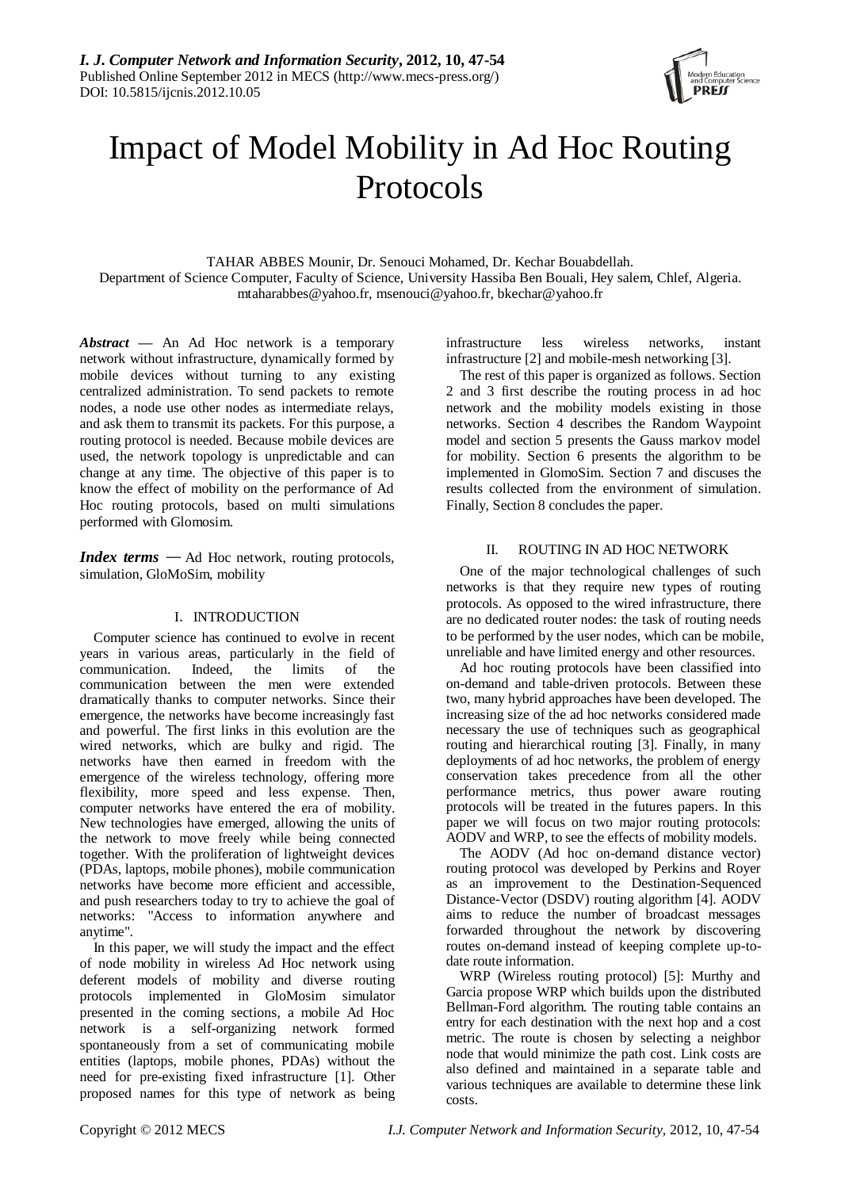# Impact of Model Mobility in Ad Hoc Routing Protocols

TAHAR ABBES Mounir, Dr. Senouci Mohamed, Dr. Kechar Bouabdellah.
Department of Science Computer, Faculty of Science, University Hassiba Ben Bouali, Hey salem, Chlef, Algeria.
mtaharabbes@yahoo.fr, msenouci@yahoo.fr, bkechar@yahoo.fr

***Abstract*** — An Ad Hoc network is a temporary network without infrastructure, dynamically formed by mobile devices without turning to any existing centralized administration. To send packets to remote nodes, a node use other nodes as intermediate relays, and ask them to transmit its packets. For this purpose, a routing protocol is needed. Because mobile devices are used, the network topology is unpredictable and can change at any time. The objective of this paper is to know the effect of mobility on the performance of Ad Hoc routing protocols, based on multi simulations performed with Glomosim.

***Index terms*** — Ad Hoc network, routing protocols, simulation, GloMoSim, mobility

## I. INTRODUCTION

Computer science has continued to evolve in recent years in various areas, particularly in the field of communication. Indeed, the limits of the communication between the men were extended dramatically thanks to computer networks. Since their emergence, the networks have become increasingly fast and powerful. The first links in this evolution are the wired networks, which are bulky and rigid. The networks have then earned in freedom with the emergence of the wireless technology, offering more flexibility, more speed and less expense. Then, computer networks have entered the era of mobility. New technologies have emerged, allowing the units of the network to move freely while being connected together. With the proliferation of lightweight devices (PDAs, laptops, mobile phones), mobile communication networks have become more efficient and accessible, and push researchers today to try to achieve the goal of networks: "Access to information anywhere and anytime".

In this paper, we will study the impact and the effect of node mobility in wireless Ad Hoc network using deferent models of mobility and diverse routing protocols implemented in GloMosim simulator presented in the coming sections, a mobile Ad Hoc network is a self-organizing network formed spontaneously from a set of communicating mobile entities (laptops, mobile phones, PDAs) without the need for pre-existing fixed infrastructure [1]. Other proposed names for this type of network as being infrastructure less wireless networks, instant infrastructure [2] and mobile-mesh networking [3].

The rest of this paper is organized as follows. Section 2 and 3 first describe the routing process in ad hoc network and the mobility models existing in those networks. Section 4 describes the Random Waypoint model and section 5 presents the Gauss markov model for mobility. Section 6 presents the algorithm to be implemented in GlomoSim. Section 7 and discuses the results collected from the environment of simulation. Finally, Section 8 concludes the paper.

## II. ROUTING IN AD HOC NETWORK

One of the major technological challenges of such networks is that they require new types of routing protocols. As opposed to the wired infrastructure, there are no dedicated router nodes: the task of routing needs to be performed by the user nodes, which can be mobile, unreliable and have limited energy and other resources.

Ad hoc routing protocols have been classified into on-demand and table-driven protocols. Between these two, many hybrid approaches have been developed. The increasing size of the ad hoc networks considered made necessary the use of techniques such as geographical routing and hierarchical routing [3]. Finally, in many deployments of ad hoc networks, the problem of energy conservation takes precedence from all the other performance metrics, thus power aware routing protocols will be treated in the futures papers. In this paper we will focus on two major routing protocols: AODV and WRP, to see the effects of mobility models.

The AODV (Ad hoc on-demand distance vector) routing protocol was developed by Perkins and Royer as an improvement to the Destination-Sequenced Distance-Vector (DSDV) routing algorithm [4]. AODV aims to reduce the number of broadcast messages forwarded throughout the network by discovering routes on-demand instead of keeping complete up-to-date route information.

WRP (Wireless routing protocol) [5]: Murthy and Garcia propose WRP which builds upon the distributed Bellman-Ford algorithm. The routing table contains an entry for each destination with the next hop and a cost metric. The route is chosen by selecting a neighbor node that would minimize the path cost. Link costs are also defined and maintained in a separate table and various techniques are available to determine these link costs.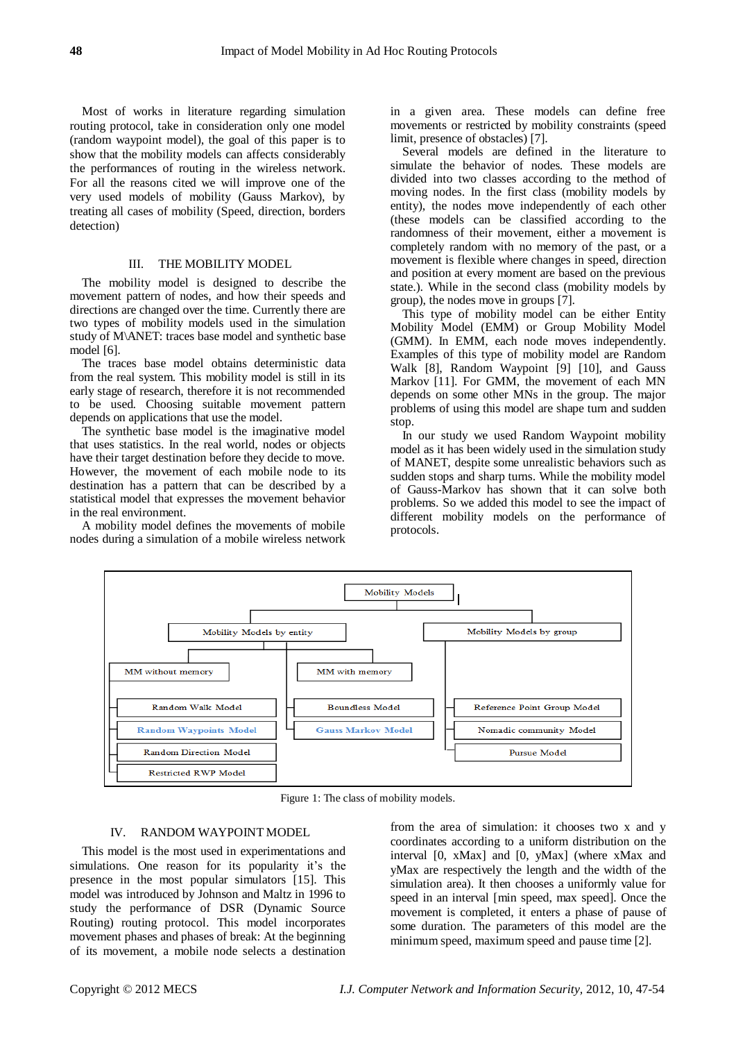Most of works in literature regarding simulation routing protocol, take in consideration only one model (random waypoint model), the goal of this paper is to show that the mobility models can affects considerably the performances of routing in the wireless network. For all the reasons cited we will improve one of the very used models of mobility (Gauss Markov), by treating all cases of mobility (Speed, direction, borders detection)

## III. THE MOBILITY MODEL

The mobility model is designed to describe the movement pattern of nodes, and how their speeds and directions are changed over the time. Currently there are two types of mobility models used in the simulation study of M\ANET: traces base model and synthetic base model [6].

The traces base model obtains deterministic data from the real system. This mobility model is still in its early stage of research, therefore it is not recommended to be used. Choosing suitable movement pattern depends on applications that use the model.

The synthetic base model is the imaginative model that uses statistics. In the real world, nodes or objects have their target destination before they decide to move. However, the movement of each mobile node to its destination has a pattern that can be described by a statistical model that expresses the movement behavior in the real environment.

A mobility model defines the movements of mobile nodes during a simulation of a mobile wireless network in a given area. These models can define free movements or restricted by mobility constraints (speed limit, presence of obstacles) [7].

Several models are defined in the literature to simulate the behavior of nodes. These models are divided into two classes according to the method of moving nodes. In the first class (mobility models by entity), the nodes move independently of each other (these models can be classified according to the randomness of their movement, either a movement is completely random with no memory of the past, or a movement is flexible where changes in speed, direction and position at every moment are based on the previous state.). While in the second class (mobility models by group), the nodes move in groups [7].

This type of mobility model can be either Entity Mobility Model (EMM) or Group Mobility Model (GMM). In EMM, each node moves independently. Examples of this type of mobility model are Random Walk [8], Random Waypoint [9] [10], and Gauss Markov [11]. For GMM, the movement of each MN depends on some other MNs in the group. The major problems of using this model are shape turn and sudden stop.

In our study we used Random Waypoint mobility model as it has been widely used in the simulation study of MANET, despite some unrealistic behaviors such as sudden stops and sharp turns. While the mobility model of Gauss-Markov has shown that it can solve both problems. So we added this model to see the impact of different mobility models on the performance of protocols.

- Mobility Models
  - Mobility Models by entity
    - MM without memory
      - Random Walk Model
      - Random Waypoints Model
      - Random Direction Model
      - Restricted RWP Model
    - MM with memory
      - Boundless Model
      - Gauss Markov Model
  - Mobility Models by group
    - Reference Point Group Model
    - Nomadic community Model
    - Pursue Model

Figure 1: The class of mobility models.

## IV. RANDOM WAYPOINT MODEL

This model is the most used in experimentations and simulations. One reason for its popularity it's the presence in the most popular simulators [15]. This model was introduced by Johnson and Maltz in 1996 to study the performance of DSR (Dynamic Source Routing) routing protocol. This model incorporates movement phases and phases of break: At the beginning of its movement, a mobile node selects a destination from the area of simulation: it chooses two x and y coordinates according to a uniform distribution on the interval [0, xMax] and [0, yMax] (where xMax and yMax are respectively the length and the width of the simulation area). It then chooses a uniformly value for speed in an interval [min speed, max speed]. Once the movement is completed, it enters a phase of pause of some duration. The parameters of this model are the minimum speed, maximum speed and pause time [2].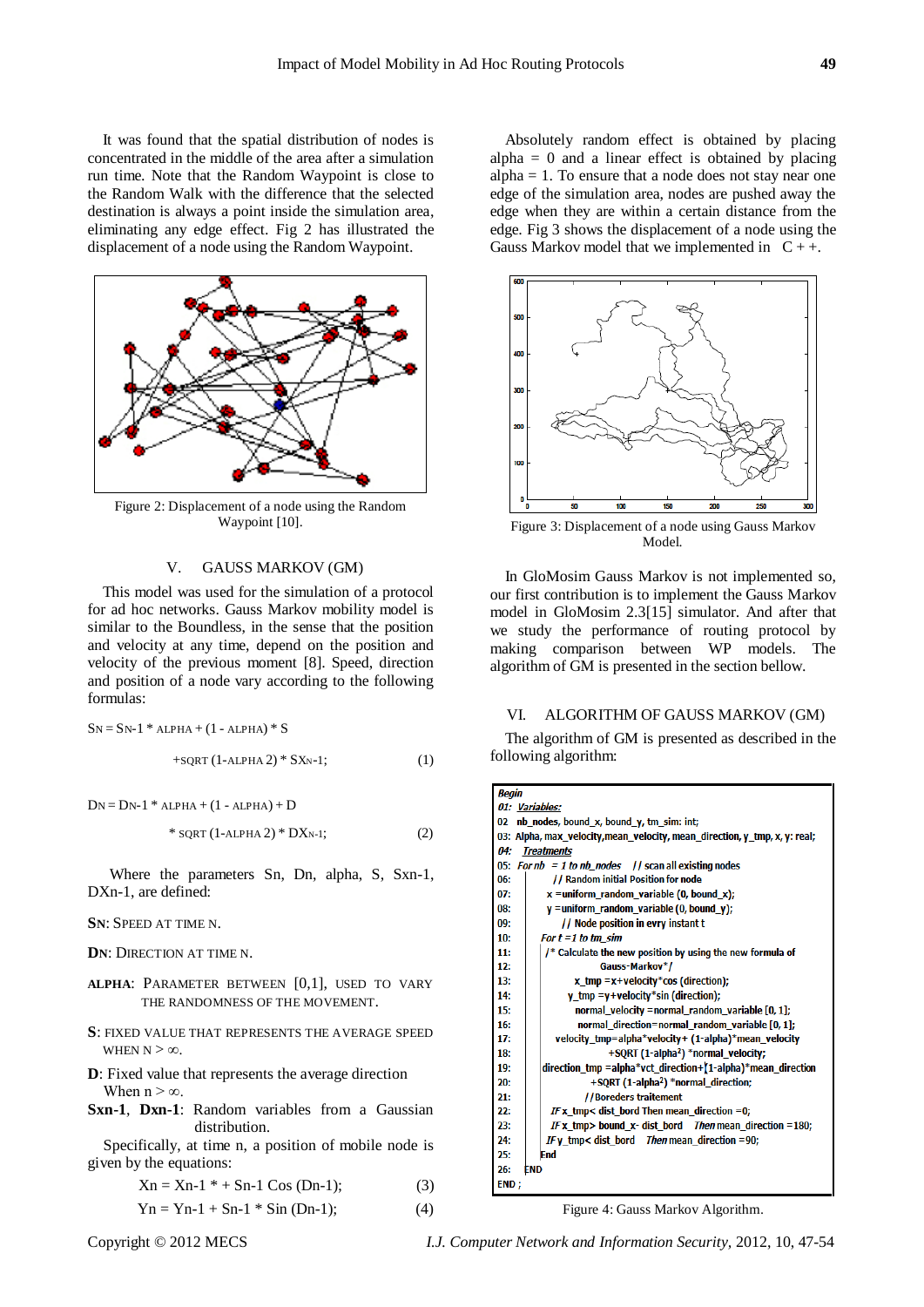It was found that the spatial distribution of nodes is concentrated in the middle of the area after a simulation run time. Note that the Random Waypoint is close to the Random Walk with the difference that the selected destination is always a point inside the simulation area, eliminating any edge effect. Fig 2 has illustrated the displacement of a node using the Random Waypoint.

Figure 2: Displacement of a node using the Random Waypoint [10].

## V. GAUSS MARKOV (GM)

This model was used for the simulation of a protocol for ad hoc networks. Gauss Markov mobility model is similar to the Boundless, in the sense that the position and velocity at any time, depend on the position and velocity of the previous moment [8]. Speed, direction and position of a node vary according to the following formulas:

$$S_N = S_{N-1} * \text{ALPHA} + (1 - \text{ALPHA}) * S + \text{SQRT}(1 - \text{ALPHA}^2) * SX_{N-1}; \quad (1)$$

$$D_N = D_{N-1} * \text{ALPHA} + (1 - \text{ALPHA}) + D * \text{SQRT}(1 - \text{ALPHA}^2) * DX_{N-1}; \quad (2)$$

Where the parameters Sn, Dn, alpha, S, Sxn-1, DXn-1, are defined:

**SN**: Speed at time n.

**DN**: Direction at time n.

**ALPHA**: Parameter between [0,1], used to vary the randomness of the movement.

**S**: Fixed value that represents the average speed when $n > \infty$.

**D**: Fixed value that represents the average direction When $n > \infty$.

**Sxn-1**, **Dxn-1**: Random variables from a Gaussian distribution.

Specifically, at time n, a position of mobile node is given by the equations:

$$X_n = X_{n-1} * + S_{n-1} \cos(D_{n-1}); \quad (3)$$

$$Y_n = Y_{n-1} + S_{n-1} * \sin(D_{n-1}); \quad (4)$$

Absolutely random effect is obtained by placing alpha = 0 and a linear effect is obtained by placing alpha = 1. To ensure that a node does not stay near one edge of the simulation area, nodes are pushed away the edge when they are within a certain distance from the edge. Fig 3 shows the displacement of a node using the Gauss Markov model that we implemented in C + +.

Figure 3: Displacement of a node using Gauss Markov Model.

In GloMosim Gauss Markov is not implemented so, our first contribution is to implement the Gauss Markov model in GloMosim 2.3[15] simulator. And after that we study the performance of routing protocol by making comparison between WP models. The algorithm of GM is presented in the section bellow.

## VI. ALGORITHM OF GAUSS MARKOV (GM)

The algorithm of GM is presented as described in the following algorithm:

```
Begin
01: Variables:
02  nb_nodes, bound_x, bound_y, tm_sim: int;
03: Alpha, max_velocity,mean_velocity, mean_direction, y_tmp, x, y: real;
04:  Treatments
05: For nb = 1 to nb_nodes   // scan all existing nodes
06:     // Random initial Position for node
07:     x =uniform_random_variable (0, bound_x);
08:     y =uniform_random_variable (0, bound_y);
09:       // Node position in evry instant t
10:   For t =1 to tm_sim
11:     /* Calculate the new position by using the new formula of
12:              Gauss-Markov*/
13:          x_tmp =x+velocity*cos (direction);
14:          y_tmp =y+velocity*sin (direction);
15:          normal_velocity =normal_random_variable [0, 1];
16:          normal_direction=normal_random_variable [0, 1];
17:      velocity_tmp=alpha*velocity+ (1-alpha)*mean_velocity
18:                  +SQRT (1-alpha²) *normal_velocity;
19:   direction_tmp =alpha*vct_direction+(1-alpha)*mean_direction
20:                  +SQRT (1-alpha²) *normal_direction;
21:           //Boreders traitement
22:      IF x_tmp< dist_bord Then mean_direction =0;
23:      IF x_tmp> bound_x- dist_bord   Then mean_direction =180;
24:     IF y_tmp< dist_bord    Then mean_direction =90;
25:   End
26: END
END ;
```

Figure 4: Gauss Markov Algorithm.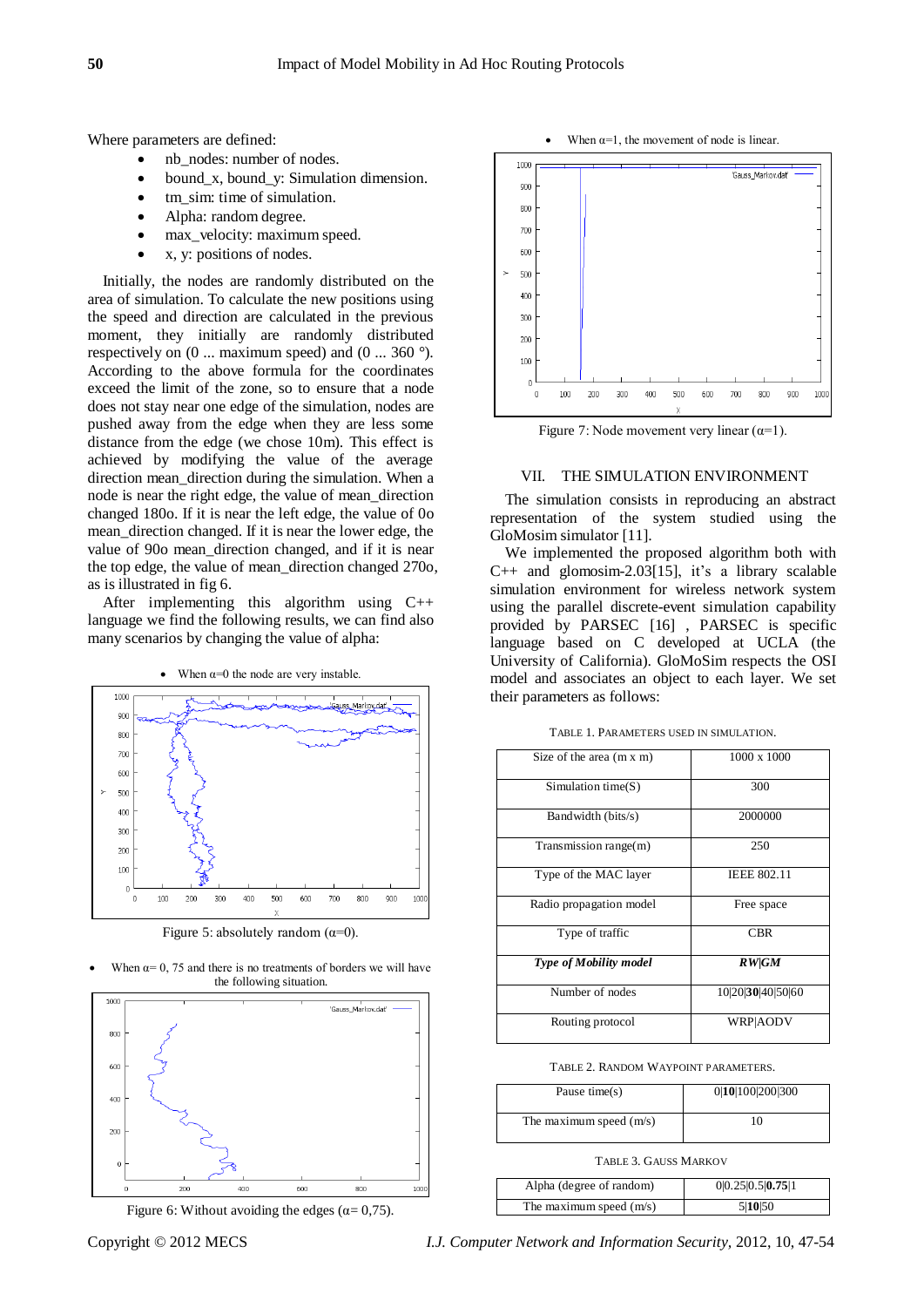Where parameters are defined:

- nb_nodes: number of nodes.
- bound_x, bound_y: Simulation dimension.
- tm_sim: time of simulation.
- Alpha: random degree.
- max_velocity: maximum speed.
- x, y: positions of nodes.

Initially, the nodes are randomly distributed on the area of simulation. To calculate the new positions using the speed and direction are calculated in the previous moment, they initially are randomly distributed respectively on (0 ... maximum speed) and (0 ... 360 °). According to the above formula for the coordinates exceed the limit of the zone, so to ensure that a node does not stay near one edge of the simulation, nodes are pushed away from the edge when they are less some distance from the edge (we chose 10m). This effect is achieved by modifying the value of the average direction mean_direction during the simulation. When a node is near the right edge, the value of mean_direction changed 180o. If it is near the left edge, the value of 0o mean_direction changed. If it is near the lower edge, the value of 90o mean_direction changed, and if it is near the top edge, the value of mean_direction changed 270o, as is illustrated in fig 6.

After implementing this algorithm using C++ language we find the following results, we can find also many scenarios by changing the value of alpha:

- When α=0 the node are very instable.

Figure 5: absolutely random (α=0).

- When α= 0, 75 and there is no treatments of borders we will have the following situation.

Figure 6: Without avoiding the edges (α= 0,75).

- When α=1, the movement of node is linear.

Figure 7: Node movement very linear (α=1).

## VII. THE SIMULATION ENVIRONMENT

The simulation consists in reproducing an abstract representation of the system studied using the GloMosim simulator [11].

We implemented the proposed algorithm both with C++ and glomosim-2.03[15], it's a library scalable simulation environment for wireless network system using the parallel discrete-event simulation capability provided by PARSEC [16] , PARSEC is specific language based on C developed at UCLA (the University of California). GloMoSim respects the OSI model and associates an object to each layer. We set their parameters as follows:

TABLE 1. PARAMETERS USED IN SIMULATION.

| | |
|---|---|
| Size of the area (m x m) | 1000 x 1000 |
| Simulation time(S) | 300 |
| Bandwidth (bits/s) | 2000000 |
| Transmission range(m) | 250 |
| Type of the MAC layer | IEEE 802.11 |
| Radio propagation model | Free space |
| Type of traffic | CBR |
| ***Type of Mobility model*** | ***RW\|GM*** |
| Number of nodes | 10\|20\|**30**\|40\|50\|60 |
| Routing protocol | WRP\|AODV |

TABLE 2. RANDOM WAYPOINT PARAMETERS.

| | |
|---|---|
| Pause time(s) | 0\|**10**\|100\|200\|300 |
| The maximum speed (m/s) | 10 |

TABLE 3. GAUSS MARKOV

| | |
|---|---|
| Alpha (degree of random) | 0\|0.25\|0.5\|**0.75**\|1 |
| The maximum speed (m/s) | 5\|**10**\|50 |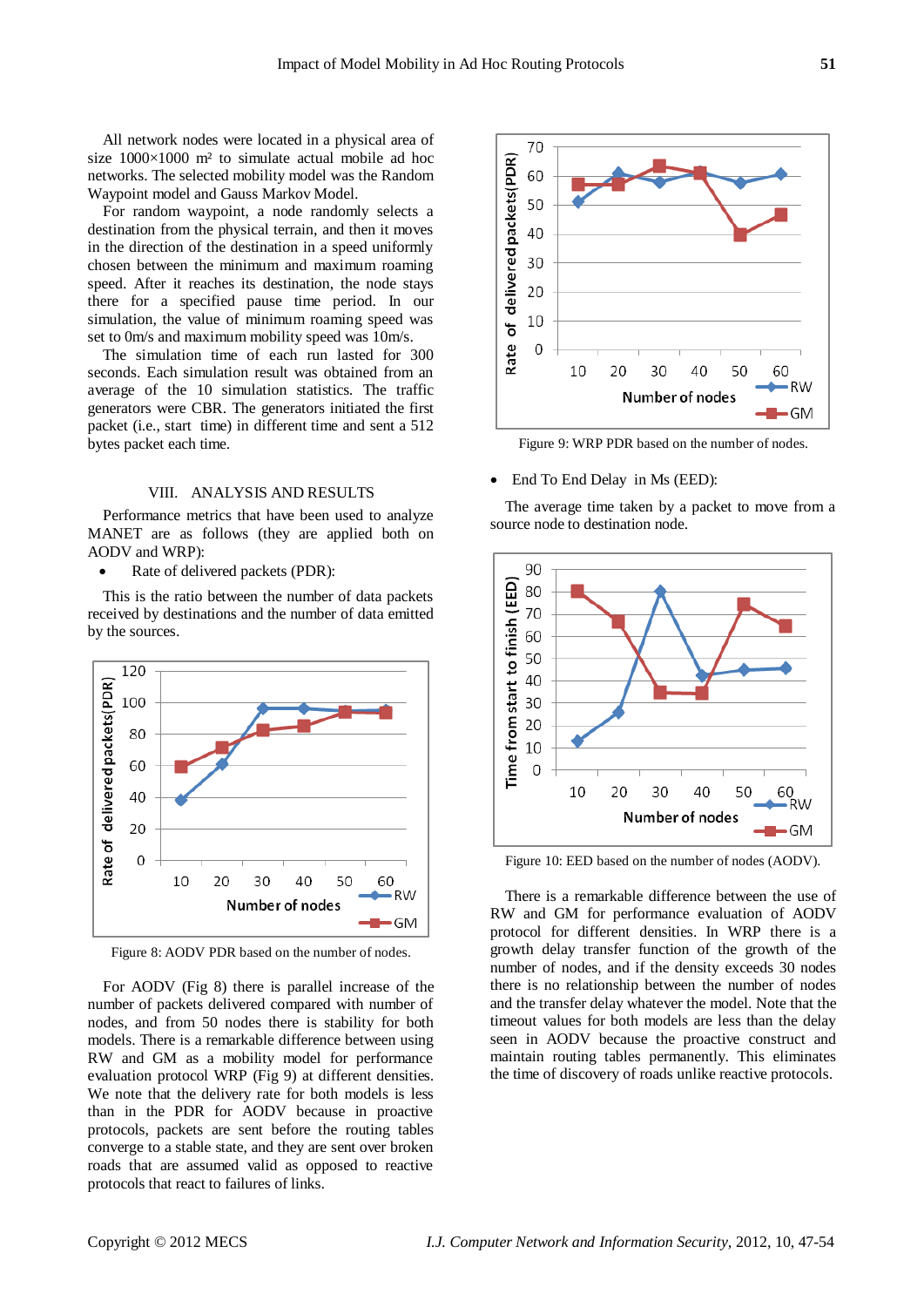All network nodes were located in a physical area of size 1000×1000 m² to simulate actual mobile ad hoc networks. The selected mobility model was the Random Waypoint model and Gauss Markov Model.

For random waypoint, a node randomly selects a destination from the physical terrain, and then it moves in the direction of the destination in a speed uniformly chosen between the minimum and maximum roaming speed. After it reaches its destination, the node stays there for a specified pause time period. In our simulation, the value of minimum roaming speed was set to 0m/s and maximum mobility speed was 10m/s.

The simulation time of each run lasted for 300 seconds. Each simulation result was obtained from an average of the 10 simulation statistics. The traffic generators were CBR. The generators initiated the first packet (i.e., start time) in different time and sent a 512 bytes packet each time.

## VIII. ANALYSIS AND RESULTS

Performance metrics that have been used to analyze MANET are as follows (they are applied both on AODV and WRP):

- Rate of delivered packets (PDR):

This is the ratio between the number of data packets received by destinations and the number of data emitted by the sources.

Figure 8: AODV PDR based on the number of nodes.

For AODV (Fig 8) there is parallel increase of the number of packets delivered compared with number of nodes, and from 50 nodes there is stability for both models. There is a remarkable difference between using RW and GM as a mobility model for performance evaluation protocol WRP (Fig 9) at different densities. We note that the delivery rate for both models is less than in the PDR for AODV because in proactive protocols, packets are sent before the routing tables converge to a stable state, and they are sent over broken roads that are assumed valid as opposed to reactive protocols that react to failures of links.

Figure 9: WRP PDR based on the number of nodes.

- End To End Delay in Ms (EED):

The average time taken by a packet to move from a source node to destination node.

Figure 10: EED based on the number of nodes (AODV).

There is a remarkable difference between the use of RW and GM for performance evaluation of AODV protocol for different densities. In WRP there is a growth delay transfer function of the growth of the number of nodes, and if the density exceeds 30 nodes there is no relationship between the number of nodes and the transfer delay whatever the model. Note that the timeout values for both models are less than the delay seen in AODV because the proactive construct and maintain routing tables permanently. This eliminates the time of discovery of roads unlike reactive protocols.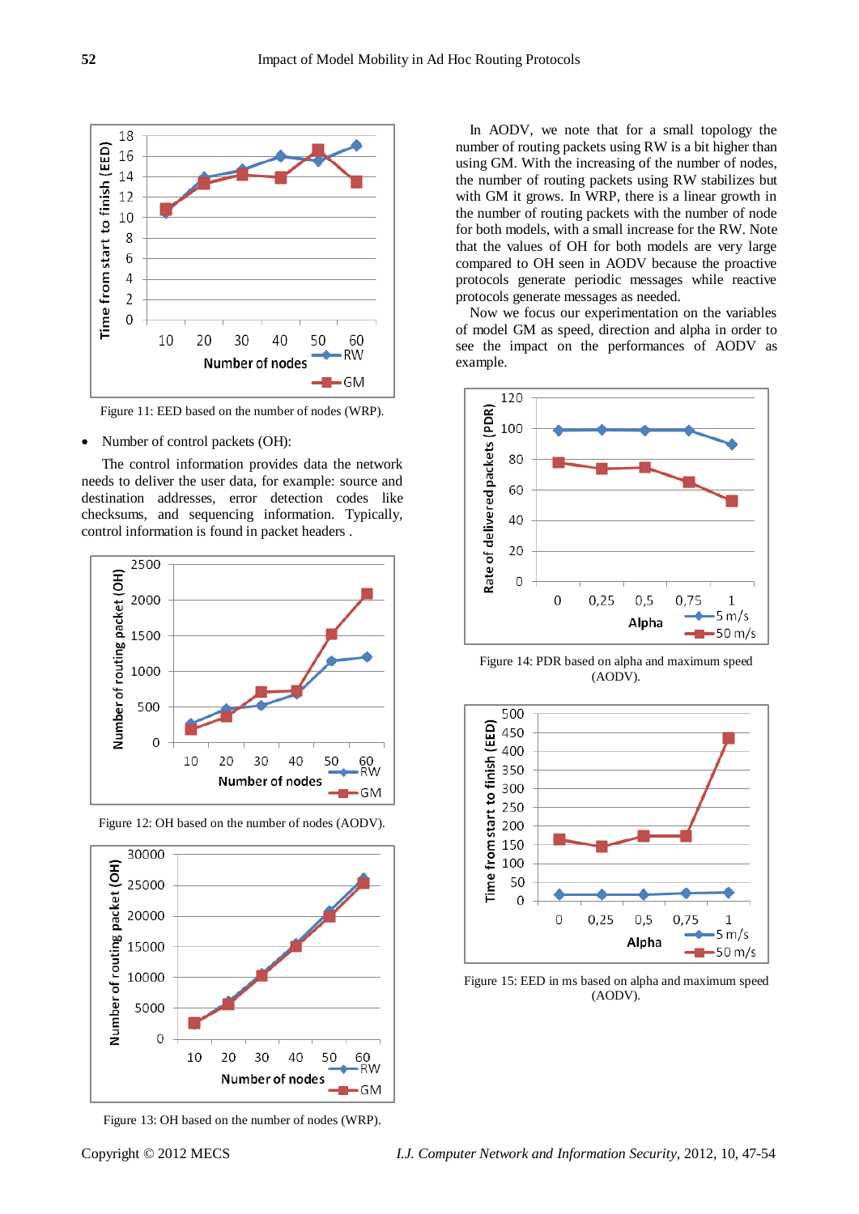Figure 11: EED based on the number of nodes (WRP).

- Number of control packets (OH):

The control information provides data the network needs to deliver the user data, for example: source and destination addresses, error detection codes like checksums, and sequencing information. Typically, control information is found in packet headers .

Figure 12: OH based on the number of nodes (AODV).

Figure 13: OH based on the number of nodes (WRP).

In AODV, we note that for a small topology the number of routing packets using RW is a bit higher than using GM. With the increasing of the number of nodes, the number of routing packets using RW stabilizes but with GM it grows. In WRP, there is a linear growth in the number of routing packets with the number of node for both models, with a small increase for the RW. Note that the values of OH for both models are very large compared to OH seen in AODV because the proactive protocols generate periodic messages while reactive protocols generate messages as needed.

Now we focus our experimentation on the variables of model GM as speed, direction and alpha in order to see the impact on the performances of AODV as example.

Figure 14: PDR based on alpha and maximum speed (AODV).

Figure 15: EED in ms based on alpha and maximum speed (AODV).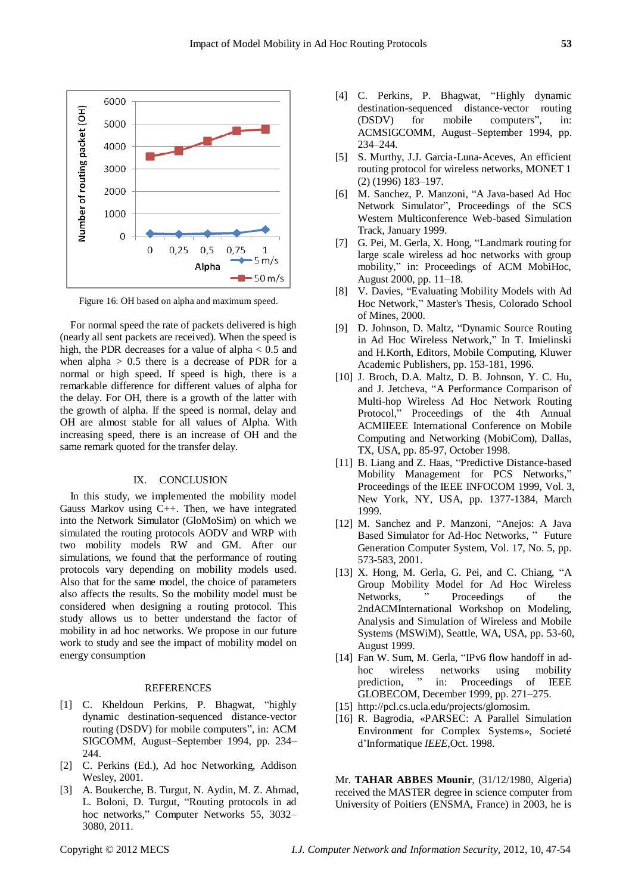Figure 16: OH based on alpha and maximum speed.

For normal speed the rate of packets delivered is high (nearly all sent packets are received). When the speed is high, the PDR decreases for a value of alpha < 0.5 and when alpha > 0.5 there is a decrease of PDR for a normal or high speed. If speed is high, there is a remarkable difference for different values of alpha for the delay. For OH, there is a growth of the latter with the growth of alpha. If the speed is normal, delay and OH are almost stable for all values of Alpha. With increasing speed, there is an increase of OH and the same remark quoted for the transfer delay.

## IX. CONCLUSION

In this study, we implemented the mobility model Gauss Markov using C++. Then, we have integrated into the Network Simulator (GloMoSim) on which we simulated the routing protocols AODV and WRP with two mobility models RW and GM. After our simulations, we found that the performance of routing protocols vary depending on mobility models used. Also that for the same model, the choice of parameters also affects the results. So the mobility model must be considered when designing a routing protocol. This study allows us to better understand the factor of mobility in ad hoc networks. We propose in our future work to study and see the impact of mobility model on energy consumption

## REFERENCES

[1] C. Kheldoun Perkins, P. Bhagwat, "highly dynamic destination-sequenced distance-vector routing (DSDV) for mobile computers", in: ACM SIGCOMM, August–September 1994, pp. 234–244.

[2] C. Perkins (Ed.), Ad hoc Networking, Addison Wesley, 2001.

[3] A. Boukerche, B. Turgut, N. Aydin, M. Z. Ahmad, L. Boloni, D. Turgut, "Routing protocols in ad hoc networks," Computer Networks 55, 3032–3080, 2011.

[4] C. Perkins, P. Bhagwat, "Highly dynamic destination-sequenced distance-vector routing (DSDV) for mobile computers", in: ACMSIGCOMM, August–September 1994, pp. 234–244.

[5] S. Murthy, J.J. Garcia-Luna-Aceves, An efficient routing protocol for wireless networks, MONET 1 (2) (1996) 183–197.

[6] M. Sanchez, P. Manzoni, "A Java-based Ad Hoc Network Simulator", Proceedings of the SCS Western Multiconference Web-based Simulation Track, January 1999.

[7] G. Pei, M. Gerla, X. Hong, "Landmark routing for large scale wireless ad hoc networks with group mobility," in: Proceedings of ACM MobiHoc, August 2000, pp. 11–18.

[8] V. Davies, "Evaluating Mobility Models with Ad Hoc Network," Master's Thesis, Colorado School of Mines, 2000.

[9] D. Johnson, D. Maltz, "Dynamic Source Routing in Ad Hoc Wireless Network," In T. Imielinski and H.Korth, Editors, Mobile Computing, Kluwer Academic Publishers, pp. 153-181, 1996.

[10] J. Broch, D.A. Maltz, D. B. Johnson, Y. C. Hu, and J. Jetcheva, "A Performance Comparison of Multi-hop Wireless Ad Hoc Network Routing Protocol," Proceedings of the 4th Annual ACMIIEEE International Conference on Mobile Computing and Networking (MobiCom), Dallas, TX, USA, pp. 85-97, October 1998.

[11] B. Liang and Z. Haas, "Predictive Distance-based Mobility Management for PCS Networks," Proceedings of the IEEE INFOCOM 1999, Vol. 3, New York, NY, USA, pp. 1377-1384, March 1999.

[12] M. Sanchez and P. Manzoni, "Anejos: A Java Based Simulator for Ad-Hoc Networks, " Future Generation Computer System, Vol. 17, No. 5, pp. 573-583, 2001.

[13] X. Hong, M. Gerla, G. Pei, and C. Chiang, "A Group Mobility Model for Ad Hoc Wireless Networks, " Proceedings of the 2ndACMInternational Workshop on Modeling, Analysis and Simulation of Wireless and Mobile Systems (MSWiM), Seattle, WA, USA, pp. 53-60, August 1999.

[14] Fan W. Sum, M. Gerla, "IPv6 flow handoff in ad-hoc wireless networks using mobility prediction, " in: Proceedings of IEEE GLOBECOM, December 1999, pp. 271–275.

[15] http://pcl.cs.ucla.edu/projects/glomosim.

[16] R. Bagrodia, «PARSEC: A Parallel Simulation Environment for Complex Systems», Societé d'Informatique *IEEE*,Oct. 1998.

Mr. **TAHAR ABBES Mounir**, (31/12/1980, Algeria) received the MASTER degree in science computer from University of Poitiers (ENSMA, France) in 2003, he is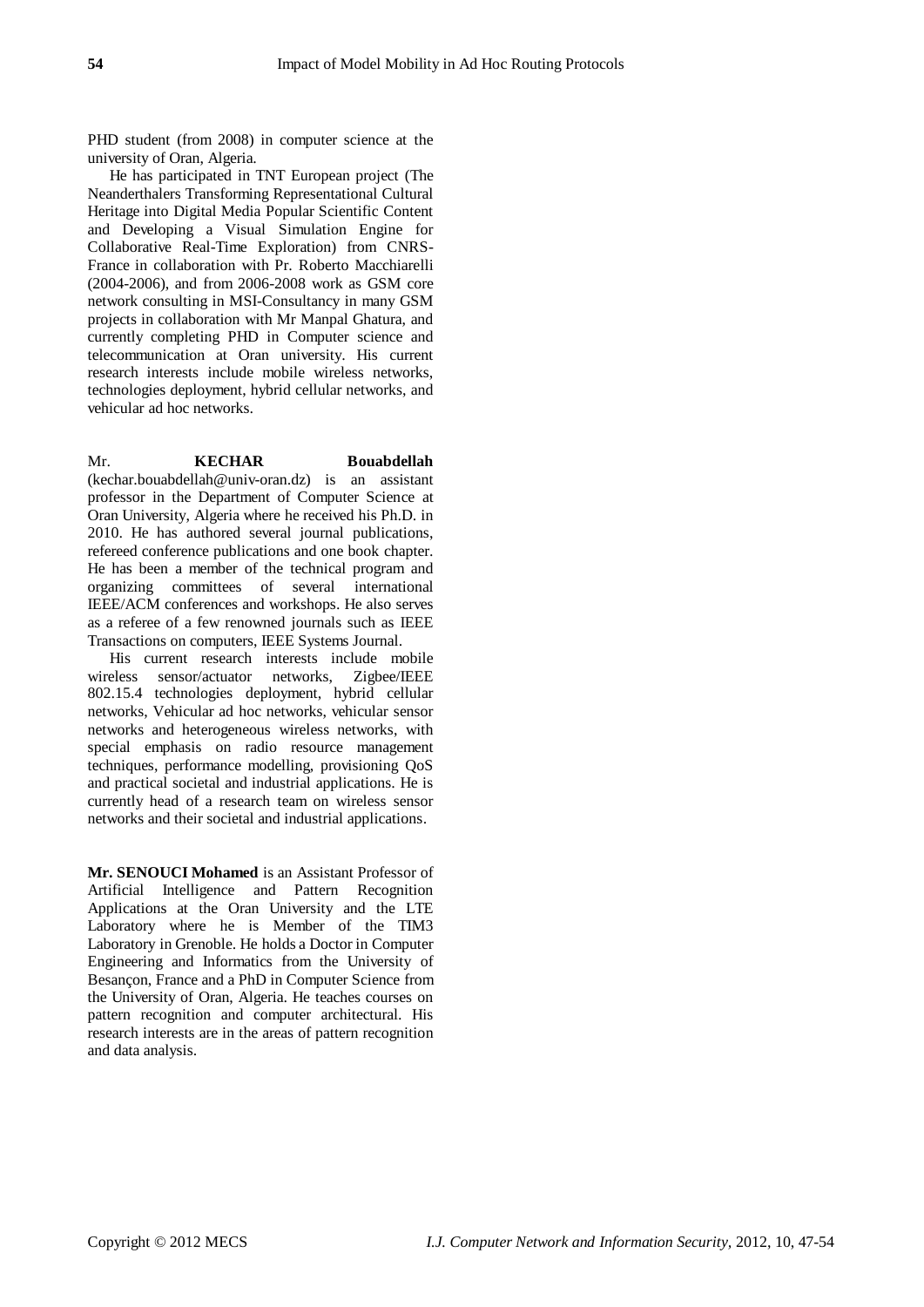PHD student (from 2008) in computer science at the university of Oran, Algeria.

He has participated in TNT European project (The Neanderthalers Transforming Representational Cultural Heritage into Digital Media Popular Scientific Content and Developing a Visual Simulation Engine for Collaborative Real-Time Exploration) from CNRS-France in collaboration with Pr. Roberto Macchiarelli (2004-2006), and from 2006-2008 work as GSM core network consulting in MSI-Consultancy in many GSM projects in collaboration with Mr Manpal Ghatura, and currently completing PHD in Computer science and telecommunication at Oran university. His current research interests include mobile wireless networks, technologies deployment, hybrid cellular networks, and vehicular ad hoc networks.

Mr. **KECHAR Bouabdellah** (kechar.bouabdellah@univ-oran.dz) is an assistant professor in the Department of Computer Science at Oran University, Algeria where he received his Ph.D. in 2010. He has authored several journal publications, refereed conference publications and one book chapter. He has been a member of the technical program and organizing committees of several international IEEE/ACM conferences and workshops. He also serves as a referee of a few renowned journals such as IEEE Transactions on computers, IEEE Systems Journal.

His current research interests include mobile wireless sensor/actuator networks, Zigbee/IEEE 802.15.4 technologies deployment, hybrid cellular networks, Vehicular ad hoc networks, vehicular sensor networks and heterogeneous wireless networks, with special emphasis on radio resource management techniques, performance modelling, provisioning QoS and practical societal and industrial applications. He is currently head of a research team on wireless sensor networks and their societal and industrial applications.

**Mr. SENOUCI Mohamed** is an Assistant Professor of Artificial Intelligence and Pattern Recognition Applications at the Oran University and the LTE Laboratory where he is Member of the TIM3 Laboratory in Grenoble. He holds a Doctor in Computer Engineering and Informatics from the University of Besançon, France and a PhD in Computer Science from the University of Oran, Algeria. He teaches courses on pattern recognition and computer architectural. His research interests are in the areas of pattern recognition and data analysis.